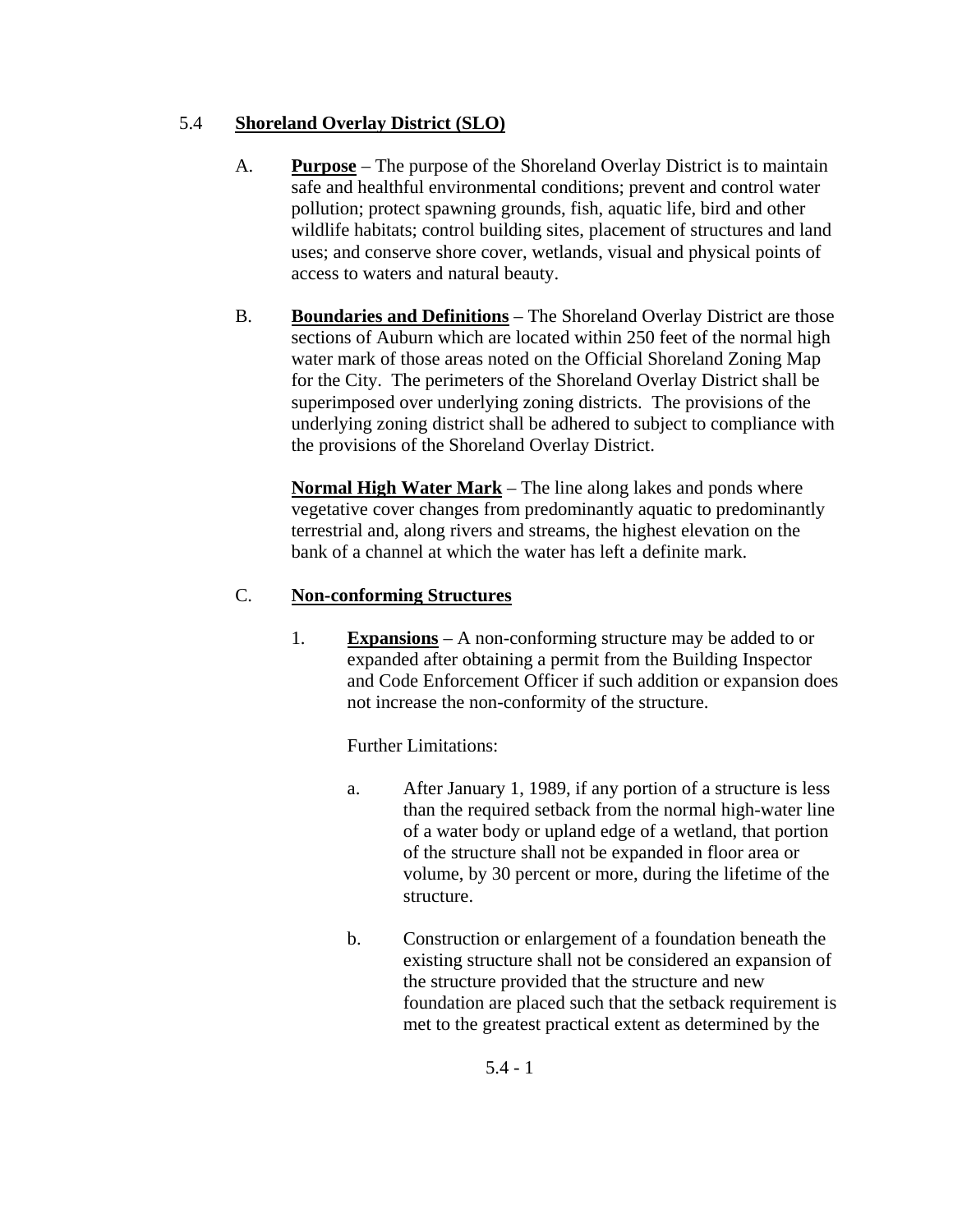## 5.4 **Shoreland Overlay District (SLO)**

A. **Purpose** – The purpose of the Shoreland Overlay District is to maintain safe and healthful environmental conditions; prevent and control water pollution; protect spawning grounds, fish, aquatic life, bird and other wildlife habitats; control building sites, placement of structures and land uses; and conserve shore cover, wetlands, visual and physical points of access to waters and natural beauty.

B. **Boundaries and Definitions** – The Shoreland Overlay District are those sections of Auburn which are located within 250 feet of the normal high water mark of those areas noted on the Official Shoreland Zoning Map for the City. The perimeters of the Shoreland Overlay District shall be superimposed over underlying zoning districts. The provisions of the underlying zoning district shall be adhered to subject to compliance with the provisions of the Shoreland Overlay District.

**Normal High Water Mark** – The line along lakes and ponds where vegetative cover changes from predominantly aquatic to predominantly terrestrial and, along rivers and streams, the highest elevation on the bank of a channel at which the water has left a definite mark.

C. **Non-conforming Structures**

1. **Expansions** – A non-conforming structure may be added to or expanded after obtaining a permit from the Building Inspector and Code Enforcement Officer if such addition or expansion does not increase the non-conformity of the structure.

   Further Limitations:

   a. After January 1, 1989, if any portion of a structure is less than the required setback from the normal high-water line of a water body or upland edge of a wetland, that portion of the structure shall not be expanded in floor area or volume, by 30 percent or more, during the lifetime of the structure.

   b. Construction or enlargement of a foundation beneath the existing structure shall not be considered an expansion of the structure provided that the structure and new foundation are placed such that the setback requirement is met to the greatest practical extent as determined by the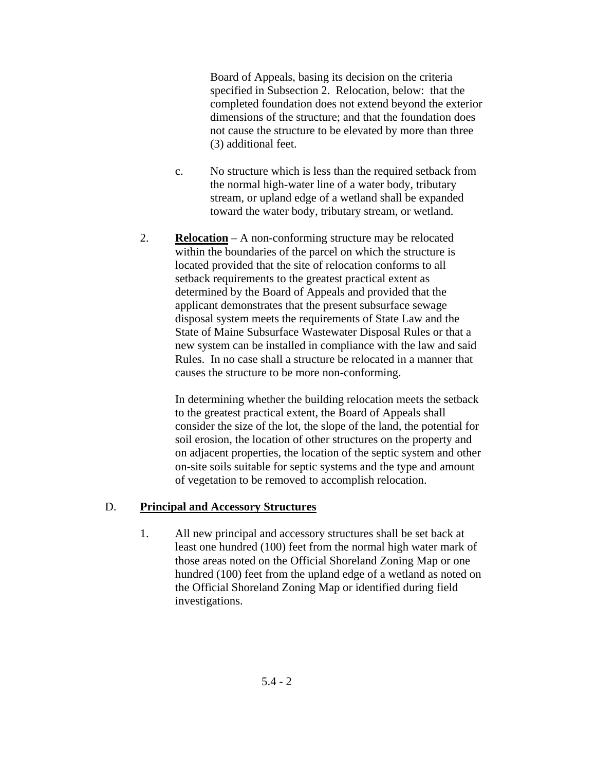Board of Appeals, basing its decision on the criteria specified in Subsection 2. Relocation, below: that the completed foundation does not extend beyond the exterior dimensions of the structure; and that the foundation does not cause the structure to be elevated by more than three (3) additional feet.

c. No structure which is less than the required setback from the normal high-water line of a water body, tributary stream, or upland edge of a wetland shall be expanded toward the water body, tributary stream, or wetland.

2. **Relocation** – A non-conforming structure may be relocated within the boundaries of the parcel on which the structure is located provided that the site of relocation conforms to all setback requirements to the greatest practical extent as determined by the Board of Appeals and provided that the applicant demonstrates that the present subsurface sewage disposal system meets the requirements of State Law and the State of Maine Subsurface Wastewater Disposal Rules or that a new system can be installed in compliance with the law and said Rules. In no case shall a structure be relocated in a manner that causes the structure to be more non-conforming.

   In determining whether the building relocation meets the setback to the greatest practical extent, the Board of Appeals shall consider the size of the lot, the slope of the land, the potential for soil erosion, the location of other structures on the property and on adjacent properties, the location of the septic system and other on-site soils suitable for septic systems and the type and amount of vegetation to be removed to accomplish relocation.

D. **Principal and Accessory Structures**

1. All new principal and accessory structures shall be set back at least one hundred (100) feet from the normal high water mark of those areas noted on the Official Shoreland Zoning Map or one hundred (100) feet from the upland edge of a wetland as noted on the Official Shoreland Zoning Map or identified during field investigations.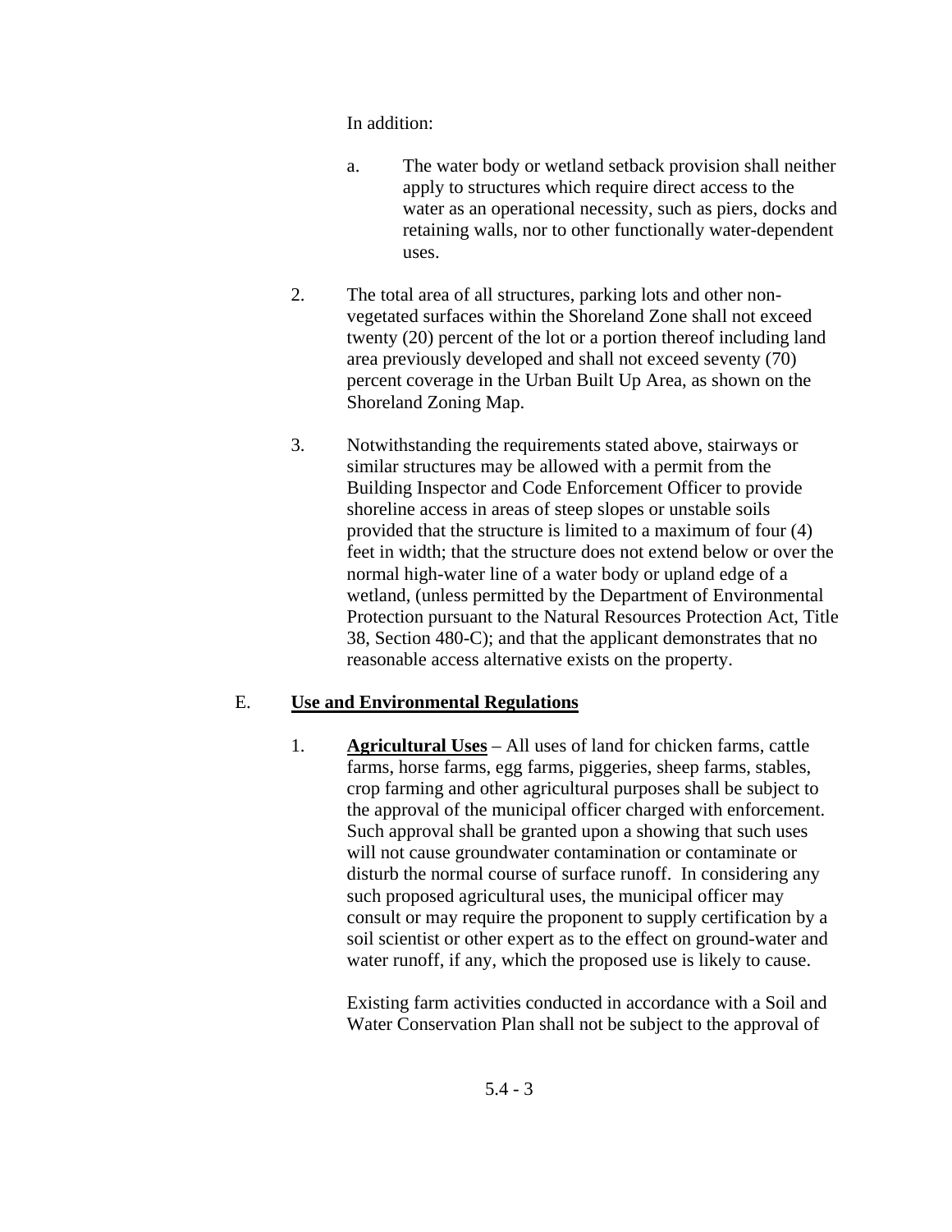In addition:

a. The water body or wetland setback provision shall neither apply to structures which require direct access to the water as an operational necessity, such as piers, docks and retaining walls, nor to other functionally water-dependent uses.

2. The total area of all structures, parking lots and other non-vegetated surfaces within the Shoreland Zone shall not exceed twenty (20) percent of the lot or a portion thereof including land area previously developed and shall not exceed seventy (70) percent coverage in the Urban Built Up Area, as shown on the Shoreland Zoning Map.

3. Notwithstanding the requirements stated above, stairways or similar structures may be allowed with a permit from the Building Inspector and Code Enforcement Officer to provide shoreline access in areas of steep slopes or unstable soils provided that the structure is limited to a maximum of four (4) feet in width; that the structure does not extend below or over the normal high-water line of a water body or upland edge of a wetland, (unless permitted by the Department of Environmental Protection pursuant to the Natural Resources Protection Act, Title 38, Section 480-C); and that the applicant demonstrates that no reasonable access alternative exists on the property.

E. **Use and Environmental Regulations**

1. **Agricultural Uses** – All uses of land for chicken farms, cattle farms, horse farms, egg farms, piggeries, sheep farms, stables, crop farming and other agricultural purposes shall be subject to the approval of the municipal officer charged with enforcement. Such approval shall be granted upon a showing that such uses will not cause groundwater contamination or contaminate or disturb the normal course of surface runoff. In considering any such proposed agricultural uses, the municipal officer may consult or may require the proponent to supply certification by a soil scientist or other expert as to the effect on ground-water and water runoff, if any, which the proposed use is likely to cause.

   Existing farm activities conducted in accordance with a Soil and Water Conservation Plan shall not be subject to the approval of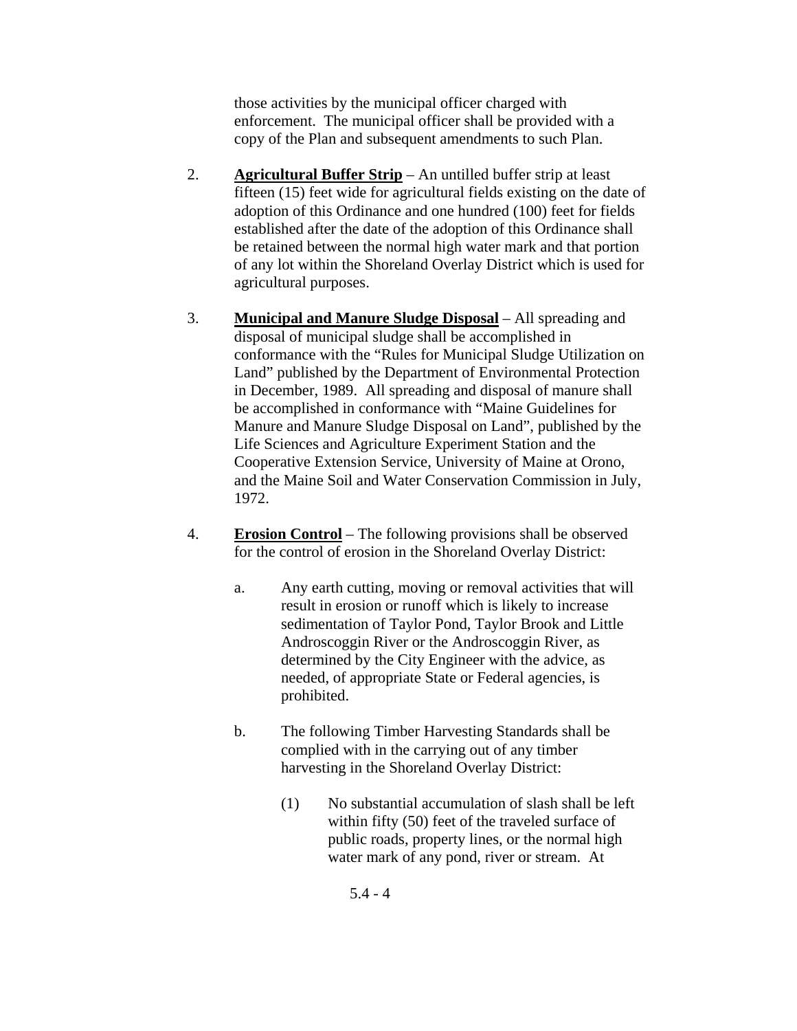those activities by the municipal officer charged with enforcement. The municipal officer shall be provided with a copy of the Plan and subsequent amendments to such Plan.

2. **Agricultural Buffer Strip** – An untilled buffer strip at least fifteen (15) feet wide for agricultural fields existing on the date of adoption of this Ordinance and one hundred (100) feet for fields established after the date of the adoption of this Ordinance shall be retained between the normal high water mark and that portion of any lot within the Shoreland Overlay District which is used for agricultural purposes.

3. **Municipal and Manure Sludge Disposal** – All spreading and disposal of municipal sludge shall be accomplished in conformance with the "Rules for Municipal Sludge Utilization on Land" published by the Department of Environmental Protection in December, 1989. All spreading and disposal of manure shall be accomplished in conformance with "Maine Guidelines for Manure and Manure Sludge Disposal on Land", published by the Life Sciences and Agriculture Experiment Station and the Cooperative Extension Service, University of Maine at Orono, and the Maine Soil and Water Conservation Commission in July, 1972.

4. **Erosion Control** – The following provisions shall be observed for the control of erosion in the Shoreland Overlay District:

   a. Any earth cutting, moving or removal activities that will result in erosion or runoff which is likely to increase sedimentation of Taylor Pond, Taylor Brook and Little Androscoggin River or the Androscoggin River, as determined by the City Engineer with the advice, as needed, of appropriate State or Federal agencies, is prohibited.

   b. The following Timber Harvesting Standards shall be complied with in the carrying out of any timber harvesting in the Shoreland Overlay District:

      (1) No substantial accumulation of slash shall be left within fifty (50) feet of the traveled surface of public roads, property lines, or the normal high water mark of any pond, river or stream. At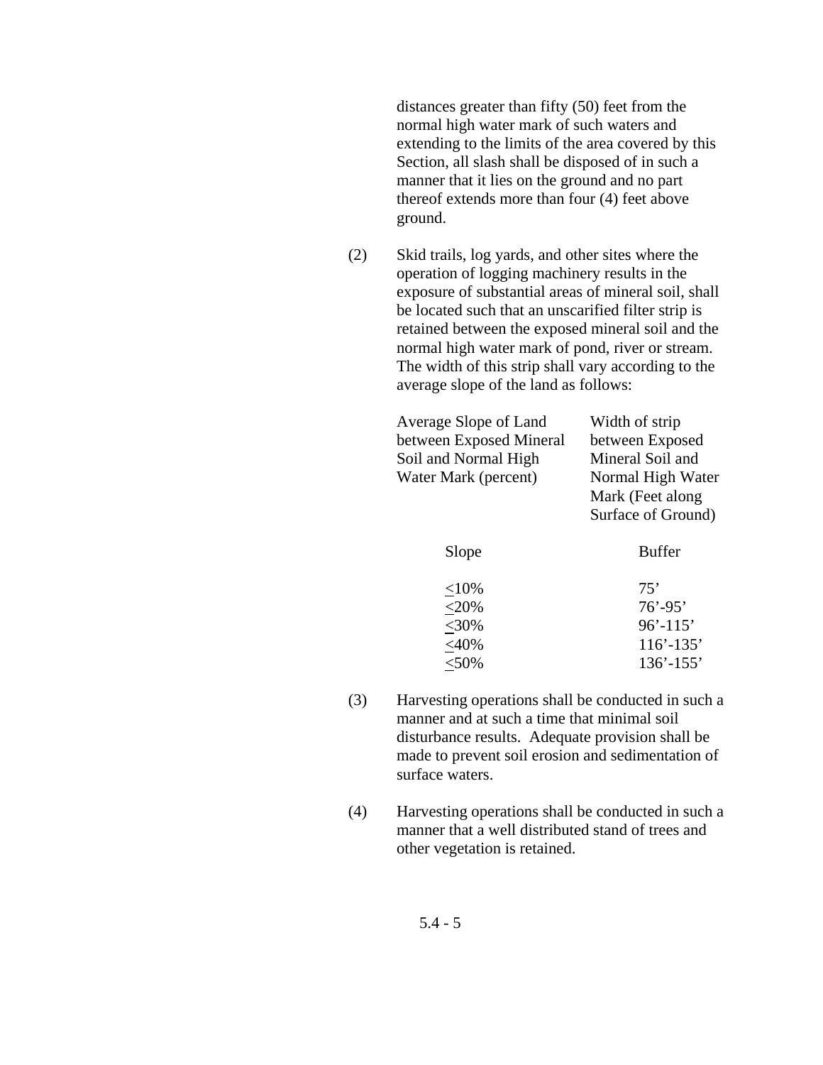distances greater than fifty (50) feet from the normal high water mark of such waters and extending to the limits of the area covered by this Section, all slash shall be disposed of in such a manner that it lies on the ground and no part thereof extends more than four (4) feet above ground.

(2) Skid trails, log yards, and other sites where the operation of logging machinery results in the exposure of substantial areas of mineral soil, shall be located such that an unscarified filter strip is retained between the exposed mineral soil and the normal high water mark of pond, river or stream. The width of this strip shall vary according to the average slope of the land as follows:

| Average Slope of Land between Exposed Mineral Soil and Normal High Water Mark (percent) | Width of strip between Exposed Mineral Soil and Normal High Water Mark (Feet along Surface of Ground) |
|---|---|
| Slope | Buffer |
| ≤10% | 75’ |
| ≤20% | 76’-95’ |
| ≤30% | 96’-115’ |
| ≤40% | 116’-135’ |
| ≤50% | 136’-155’ |

(3) Harvesting operations shall be conducted in such a manner and at such a time that minimal soil disturbance results. Adequate provision shall be made to prevent soil erosion and sedimentation of surface waters.

(4) Harvesting operations shall be conducted in such a manner that a well distributed stand of trees and other vegetation is retained.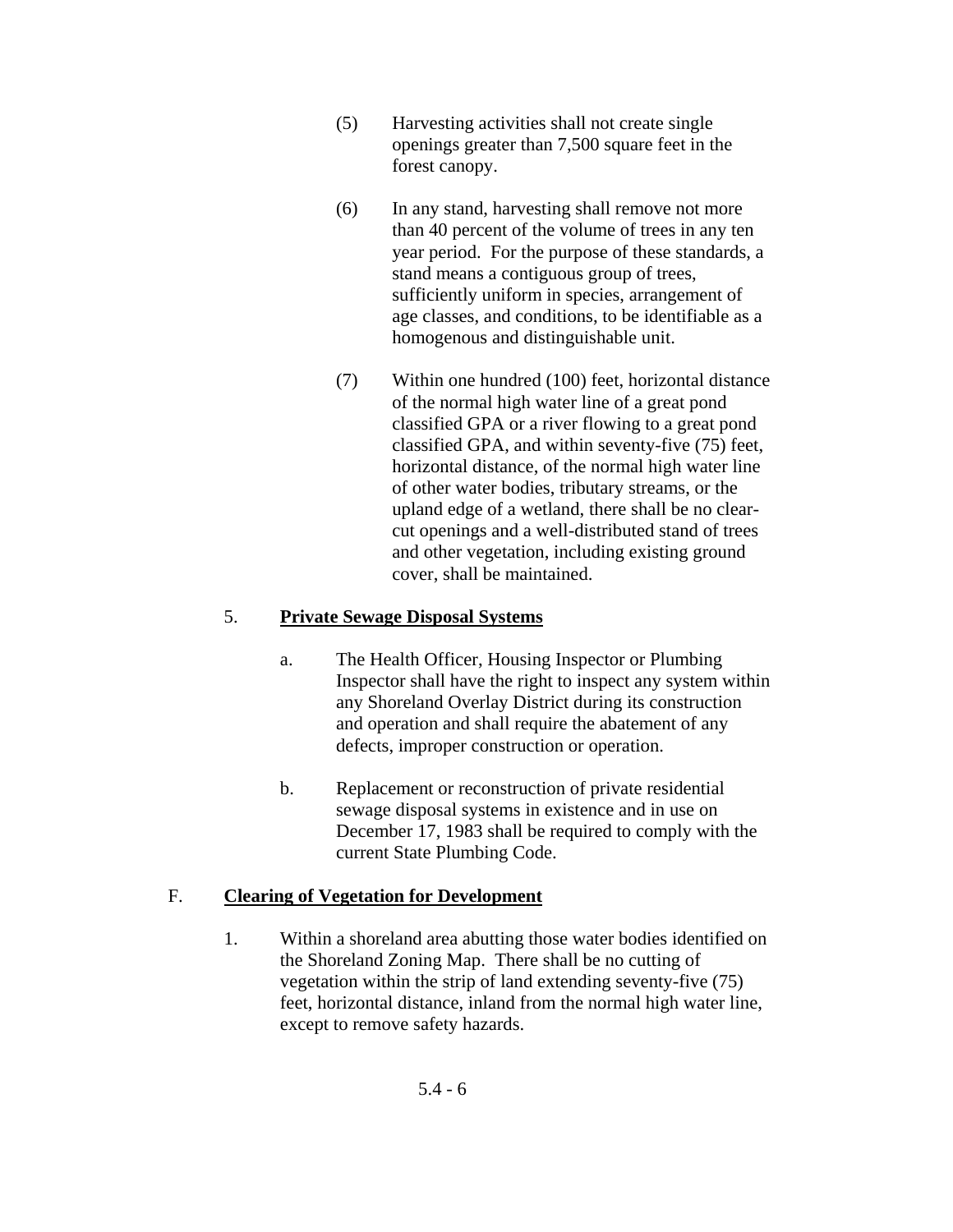(5) Harvesting activities shall not create single openings greater than 7,500 square feet in the forest canopy.

(6) In any stand, harvesting shall remove not more than 40 percent of the volume of trees in any ten year period. For the purpose of these standards, a stand means a contiguous group of trees, sufficiently uniform in species, arrangement of age classes, and conditions, to be identifiable as a homogenous and distinguishable unit.

(7) Within one hundred (100) feet, horizontal distance of the normal high water line of a great pond classified GPA or a river flowing to a great pond classified GPA, and within seventy-five (75) feet, horizontal distance, of the normal high water line of other water bodies, tributary streams, or the upland edge of a wetland, there shall be no clear-cut openings and a well-distributed stand of trees and other vegetation, including existing ground cover, shall be maintained.

5. **Private Sewage Disposal Systems**

a. The Health Officer, Housing Inspector or Plumbing Inspector shall have the right to inspect any system within any Shoreland Overlay District during its construction and operation and shall require the abatement of any defects, improper construction or operation.

b. Replacement or reconstruction of private residential sewage disposal systems in existence and in use on December 17, 1983 shall be required to comply with the current State Plumbing Code.

F. **Clearing of Vegetation for Development**

1. Within a shoreland area abutting those water bodies identified on the Shoreland Zoning Map. There shall be no cutting of vegetation within the strip of land extending seventy-five (75) feet, horizontal distance, inland from the normal high water line, except to remove safety hazards.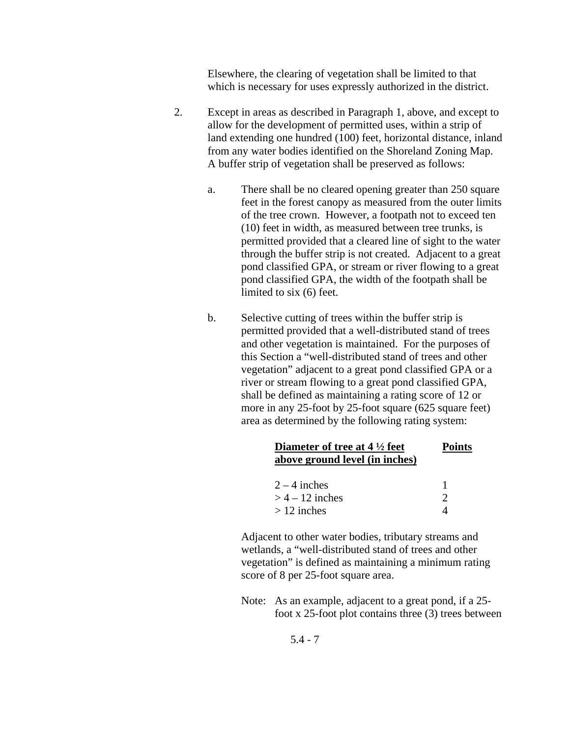Elsewhere, the clearing of vegetation shall be limited to that which is necessary for uses expressly authorized in the district.

2. Except in areas as described in Paragraph 1, above, and except to allow for the development of permitted uses, within a strip of land extending one hundred (100) feet, horizontal distance, inland from any water bodies identified on the Shoreland Zoning Map. A buffer strip of vegetation shall be preserved as follows:

   a. There shall be no cleared opening greater than 250 square feet in the forest canopy as measured from the outer limits of the tree crown. However, a footpath not to exceed ten (10) feet in width, as measured between tree trunks, is permitted provided that a cleared line of sight to the water through the buffer strip is not created. Adjacent to a great pond classified GPA, or stream or river flowing to a great pond classified GPA, the width of the footpath shall be limited to six (6) feet.

   b. Selective cutting of trees within the buffer strip is permitted provided that a well-distributed stand of trees and other vegetation is maintained. For the purposes of this Section a "well-distributed stand of trees and other vegetation" adjacent to a great pond classified GPA or a river or stream flowing to a great pond classified GPA, shall be defined as maintaining a rating score of 12 or more in any 25-foot by 25-foot square (625 square feet) area as determined by the following rating system:

| **Diameter of tree at 4 ½ feet above ground level (in inches)** | **Points** |
|---|---|
| 2 – 4 inches | 1 |
| > 4 – 12 inches | 2 |
| > 12 inches | 4 |

   Adjacent to other water bodies, tributary streams and wetlands, a "well-distributed stand of trees and other vegetation" is defined as maintaining a minimum rating score of 8 per 25-foot square area.

   Note: As an example, adjacent to a great pond, if a 25-foot x 25-foot plot contains three (3) trees between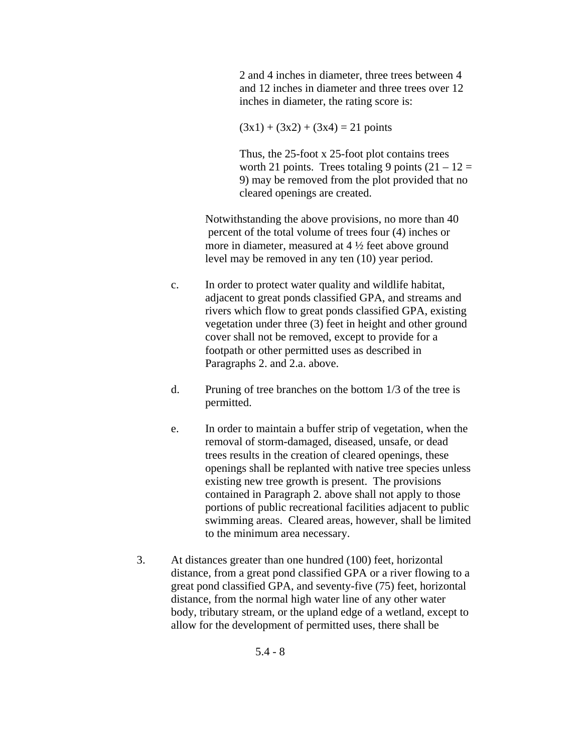2 and 4 inches in diameter, three trees between 4 and 12 inches in diameter and three trees over 12 inches in diameter, the rating score is:

$(3x1) + (3x2) + (3x4) = 21$ points

Thus, the 25-foot x 25-foot plot contains trees worth 21 points. Trees totaling 9 points ($21 – 12 = 9$) may be removed from the plot provided that no cleared openings are created.

Notwithstanding the above provisions, no more than 40 percent of the total volume of trees four (4) inches or more in diameter, measured at 4 ½ feet above ground level may be removed in any ten (10) year period.

c. In order to protect water quality and wildlife habitat, adjacent to great ponds classified GPA, and streams and rivers which flow to great ponds classified GPA, existing vegetation under three (3) feet in height and other ground cover shall not be removed, except to provide for a footpath or other permitted uses as described in Paragraphs 2. and 2.a. above.

d. Pruning of tree branches on the bottom 1/3 of the tree is permitted.

e. In order to maintain a buffer strip of vegetation, when the removal of storm-damaged, diseased, unsafe, or dead trees results in the creation of cleared openings, these openings shall be replanted with native tree species unless existing new tree growth is present. The provisions contained in Paragraph 2. above shall not apply to those portions of public recreational facilities adjacent to public swimming areas. Cleared areas, however, shall be limited to the minimum area necessary.

3. At distances greater than one hundred (100) feet, horizontal distance, from a great pond classified GPA or a river flowing to a great pond classified GPA, and seventy-five (75) feet, horizontal distance, from the normal high water line of any other water body, tributary stream, or the upland edge of a wetland, except to allow for the development of permitted uses, there shall be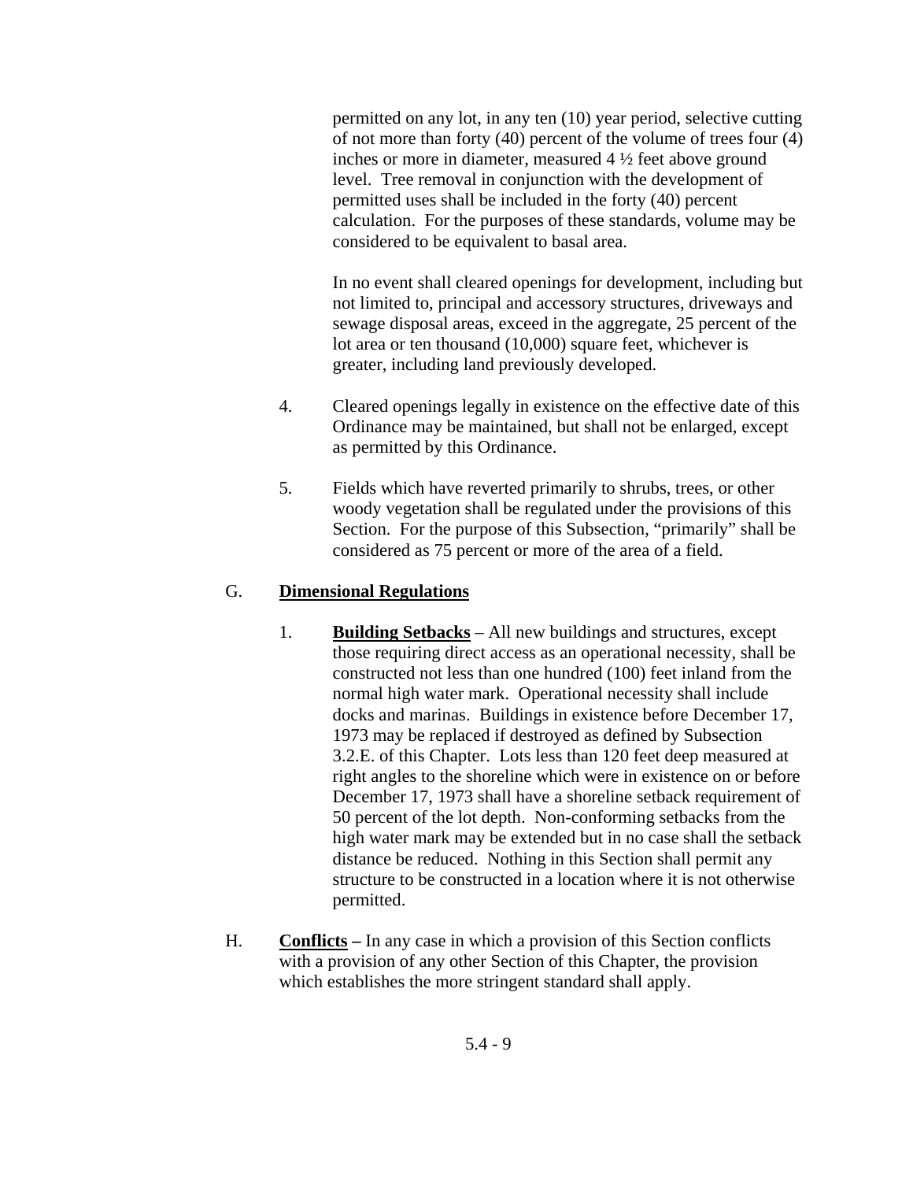permitted on any lot, in any ten (10) year period, selective cutting of not more than forty (40) percent of the volume of trees four (4) inches or more in diameter, measured 4 ½ feet above ground level. Tree removal in conjunction with the development of permitted uses shall be included in the forty (40) percent calculation. For the purposes of these standards, volume may be considered to be equivalent to basal area.

In no event shall cleared openings for development, including but not limited to, principal and accessory structures, driveways and sewage disposal areas, exceed in the aggregate, 25 percent of the lot area or ten thousand (10,000) square feet, whichever is greater, including land previously developed.

4. Cleared openings legally in existence on the effective date of this Ordinance may be maintained, but shall not be enlarged, except as permitted by this Ordinance.

5. Fields which have reverted primarily to shrubs, trees, or other woody vegetation shall be regulated under the provisions of this Section. For the purpose of this Subsection, "primarily" shall be considered as 75 percent or more of the area of a field.

G. **Dimensional Regulations**

1. **Building Setbacks** – All new buildings and structures, except those requiring direct access as an operational necessity, shall be constructed not less than one hundred (100) feet inland from the normal high water mark. Operational necessity shall include docks and marinas. Buildings in existence before December 17, 1973 may be replaced if destroyed as defined by Subsection 3.2.E. of this Chapter. Lots less than 120 feet deep measured at right angles to the shoreline which were in existence on or before December 17, 1973 shall have a shoreline setback requirement of 50 percent of the lot depth. Non-conforming setbacks from the high water mark may be extended but in no case shall the setback distance be reduced. Nothing in this Section shall permit any structure to be constructed in a location where it is not otherwise permitted.

H. **Conflicts** – In any case in which a provision of this Section conflicts with a provision of any other Section of this Chapter, the provision which establishes the more stringent standard shall apply.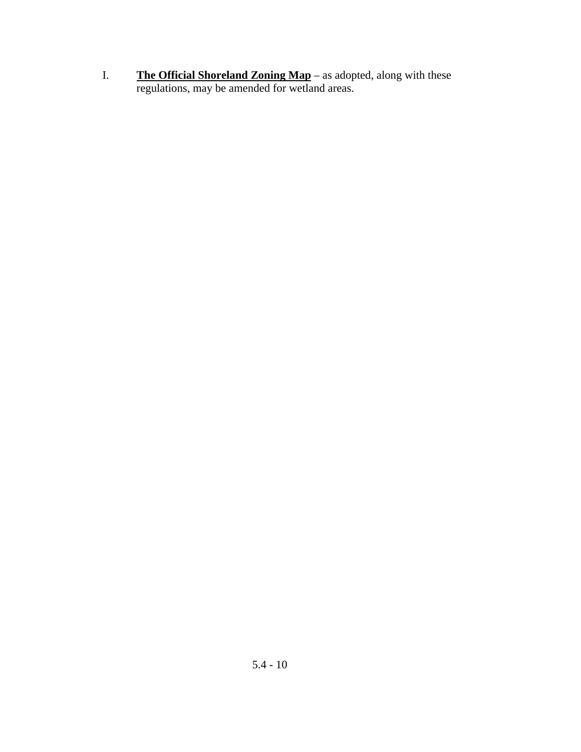I. **<u>The Official Shoreland Zoning Map</u>** – as adopted, along with these regulations, may be amended for wetland areas.